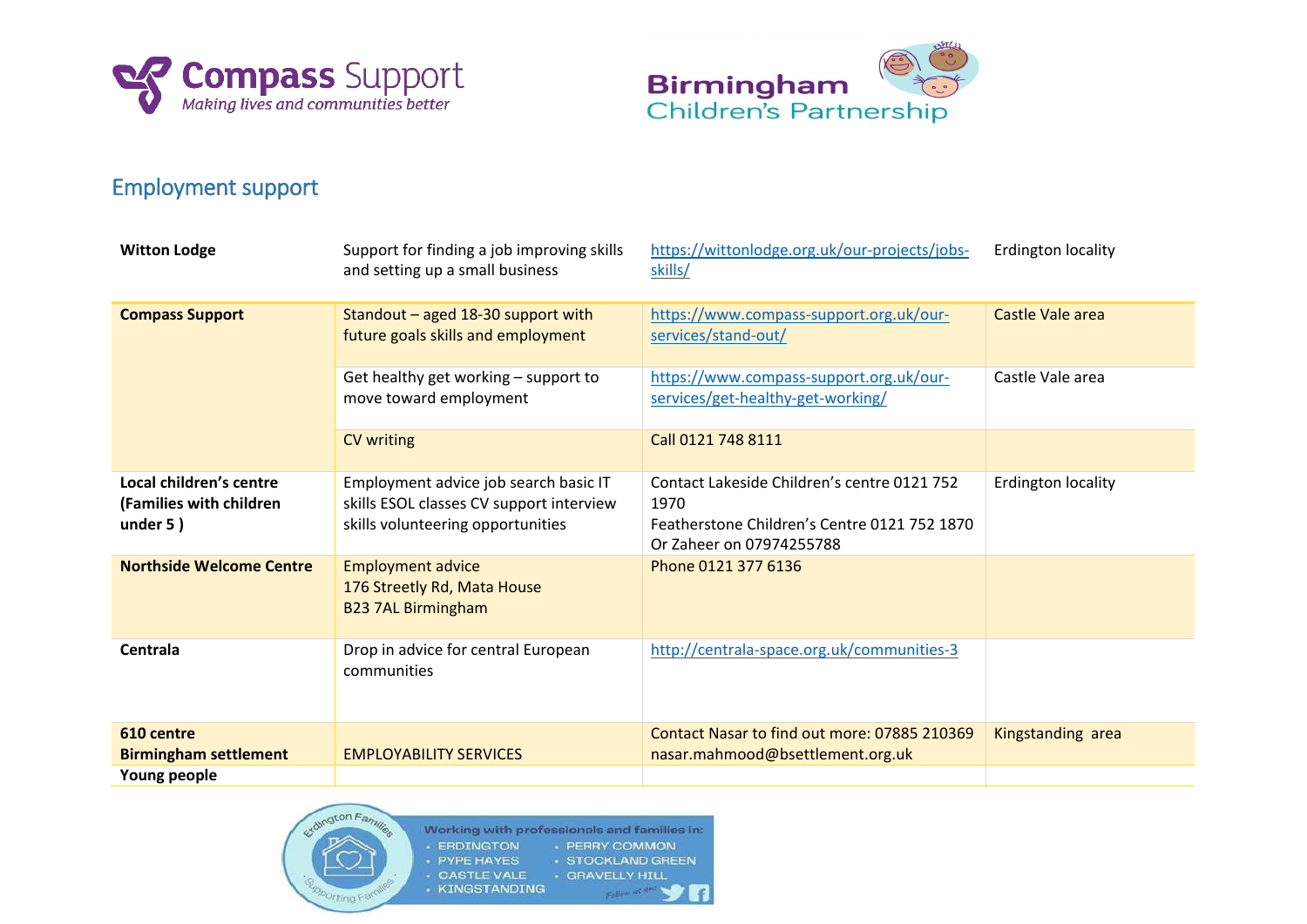## Employment support

| | | | |
|---|---|---|---|
| **Witton Lodge** | Support for finding a job improving skills and setting up a small business | https://wittonlodge.org.uk/our-projects/jobs-skills/ | Erdington locality |
| **Compass Support** | Standout – aged 18-30 support with future goals skills and employment | https://www.compass-support.org.uk/our-services/stand-out/ | Castle Vale area |
| | Get healthy get working – support to move toward employment | https://www.compass-support.org.uk/our-services/get-healthy-get-working/ | Castle Vale area |
| | CV writing | Call 0121 748 8111 | |
| **Local children's centre (Families with children under 5 )** | Employment advice job search basic IT skills ESOL classes CV support interview skills volunteering opportunities | Contact Lakeside Children's centre 0121 752 1970<br>Featherstone Children's Centre 0121 752 1870<br>Or Zaheer on 07974255788 | Erdington locality |
| **Northside Welcome Centre** | Employment advice<br>176 Streetly Rd, Mata House<br>B23 7AL Birmingham | Phone 0121 377 6136 | |
| **Centrala** | Drop in advice for central European communities | http://centrala-space.org.uk/communities-3 | |
| **610 centre**<br>**Birmingham settlement** | EMPLOYABILITY SERVICES | Contact Nasar to find out more: 07885 210369<br>nasar.mahmood@bsettlement.org.uk | Kingstanding area |
| **Young people** | | | |

Working with professionals and families in:
- ERDINGTON
- PYPE HAYES
- CASTLE VALE
- KINGSTANDING
- PERRY COMMON
- STOCKLAND GREEN
- GRAVELLY HILL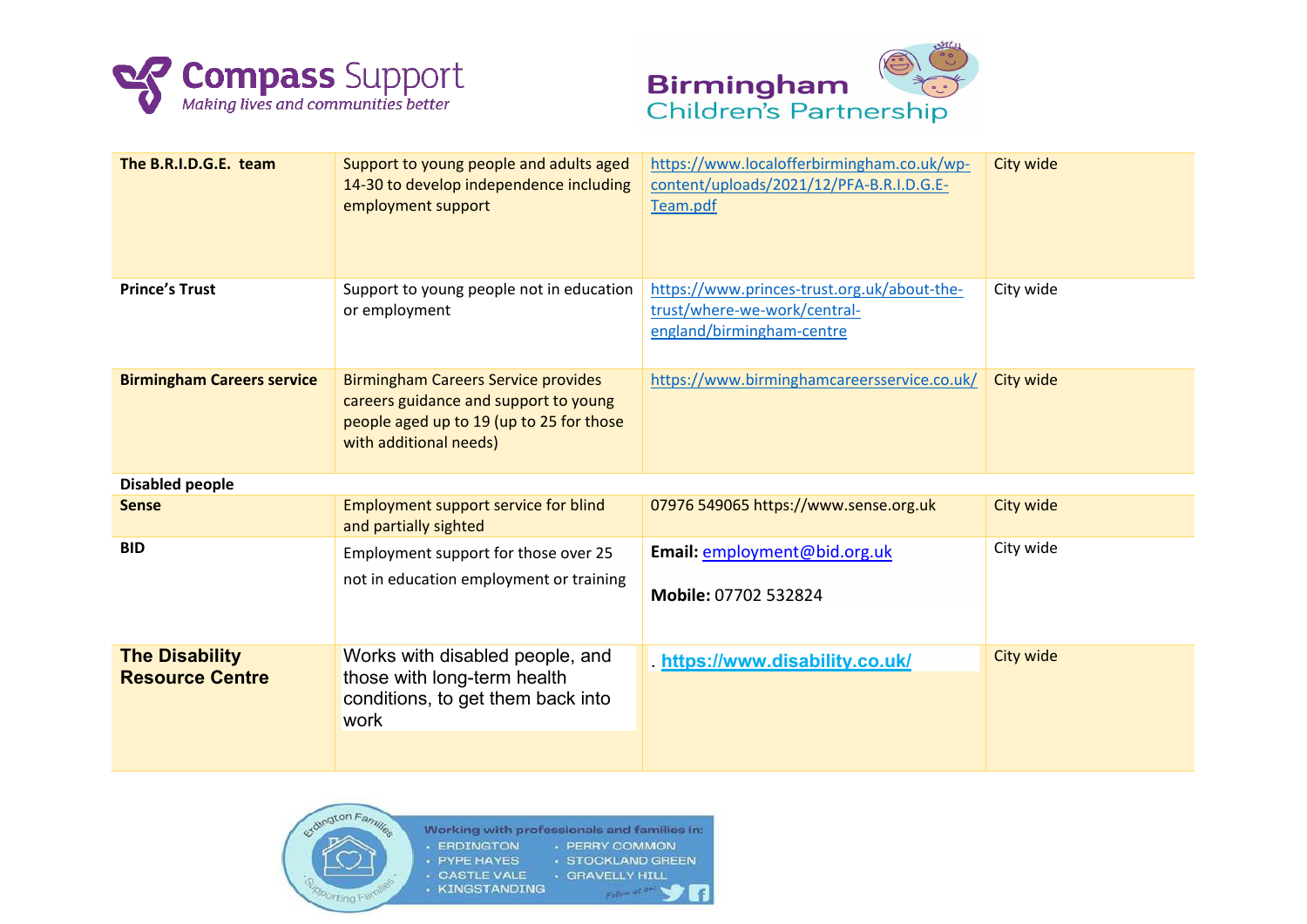| | | | |
|---|---|---|---|
| **The B.R.I.D.G.E. team** | Support to young people and adults aged 14-30 to develop independence including employment support | https://www.localofferbirmingham.co.uk/wp-content/uploads/2021/12/PFA-B.R.I.D.G.E-Team.pdf | City wide |
| **Prince's Trust** | Support to young people not in education or employment | https://www.princes-trust.org.uk/about-the-trust/where-we-work/central-england/birmingham-centre | City wide |
| **Birmingham Careers service** | Birmingham Careers Service provides careers guidance and support to young people aged up to 19 (up to 25 for those with additional needs) | https://www.birminghamcareersservice.co.uk/ | City wide |
| **Disabled people** | | | |
| **Sense** | Employment support service for blind and partially sighted | 07976 549065 https://www.sense.org.uk | City wide |
| **BID** | Employment support for those over 25 not in education employment or training | **Email:** employment@bid.org.uk **Mobile:** 07702 532824 | City wide |
| **The Disability Resource Centre** | Works with disabled people, and those with long-term health conditions, to get them back into work | . **https://www.disability.co.uk/** | City wide |

Working with professionals and families in:

- ERDINGTON
- PYPE HAYES
- CASTLE VALE
- KINGSTANDING
- PERRY COMMON
- STOCKLAND GREEN
- GRAVELLY HILL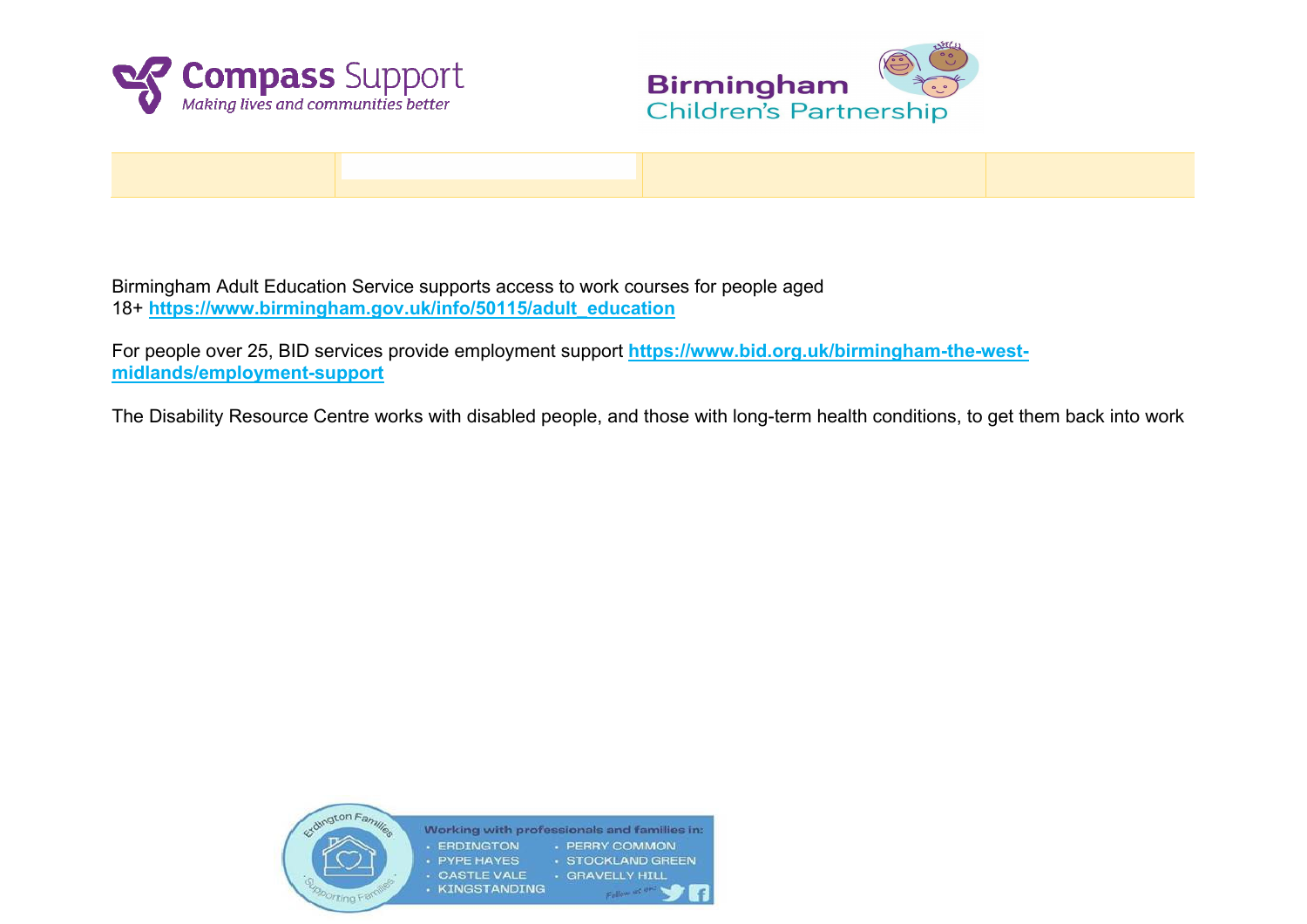Birmingham Adult Education Service supports access to work courses for people aged 18+ **https://www.birmingham.gov.uk/info/50115/adult_education**

For people over 25, BID services provide employment support **https://www.bid.org.uk/birmingham-the-west-midlands/employment-support**

The Disability Resource Centre works with disabled people, and those with long-term health conditions, to get them back into work